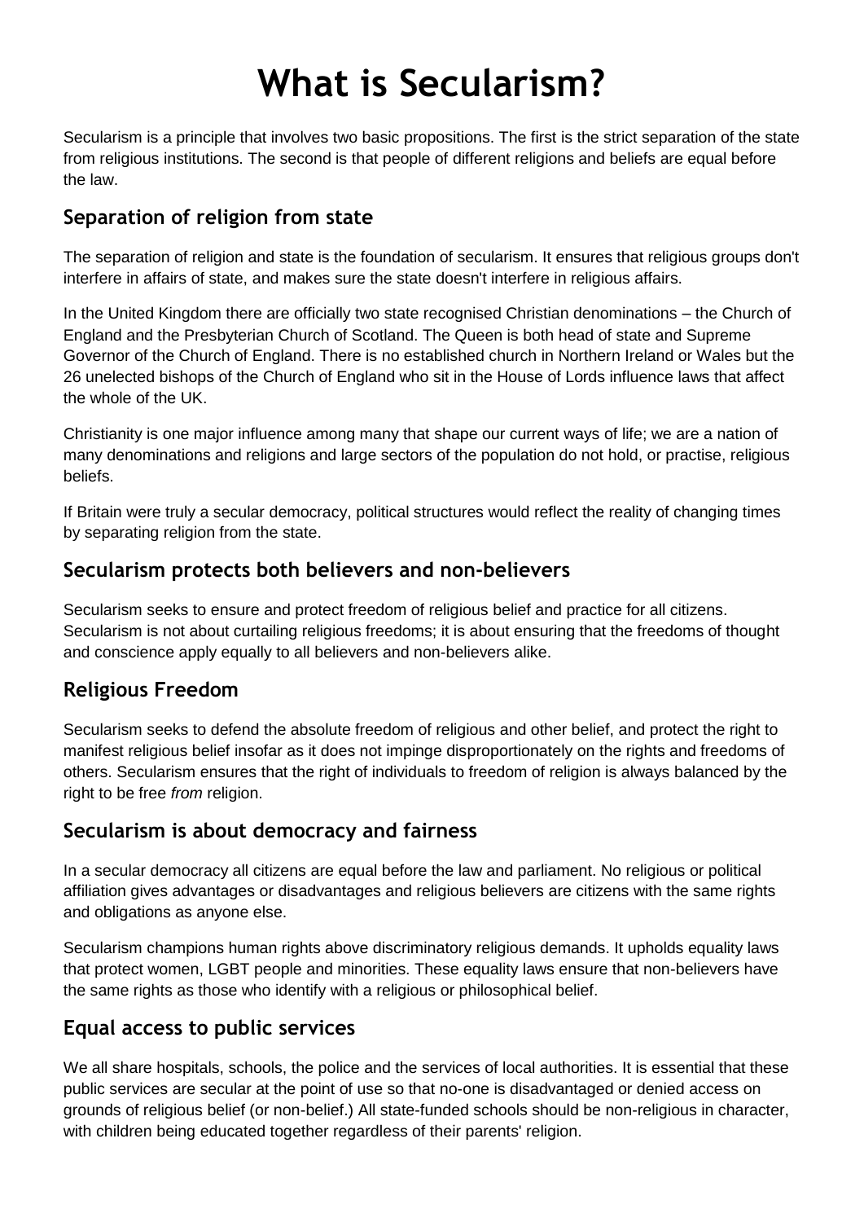# What is Secularism?

Secularism is a principle that involves two basic propositions. The first is the strict separation of the state from religious institutions. The second is that people of different religions and beliefs are equal before the law.

## Separation of religion from state

The separation of religion and state is the foundation of secularism. It ensures that religious groups don't interfere in affairs of state, and makes sure the state doesn't interfere in religious affairs.

In the United Kingdom there are officially two state recognised Christian denominations – the Church of England and the Presbyterian Church of Scotland. The Queen is both head of state and Supreme Governor of the Church of England. There is no established church in Northern Ireland or Wales but the 26 unelected bishops of the Church of England who sit in the House of Lords influence laws that affect the whole of the UK.

Christianity is one major influence among many that shape our current ways of life; we are a nation of many denominations and religions and large sectors of the population do not hold, or practise, religious beliefs.

If Britain were truly a secular democracy, political structures would reflect the reality of changing times by separating religion from the state.

## Secularism protects both believers and non-believers

Secularism seeks to ensure and protect freedom of religious belief and practice for all citizens. Secularism is not about curtailing religious freedoms; it is about ensuring that the freedoms of thought and conscience apply equally to all believers and non-believers alike.

## Religious Freedom

Secularism seeks to defend the absolute freedom of religious and other belief, and protect the right to manifest religious belief insofar as it does not impinge disproportionately on the rights and freedoms of others. Secularism ensures that the right of individuals to freedom of religion is always balanced by the right to be free *from* religion.

## Secularism is about democracy and fairness

In a secular democracy all citizens are equal before the law and parliament. No religious or political affiliation gives advantages or disadvantages and religious believers are citizens with the same rights and obligations as anyone else.

Secularism champions human rights above discriminatory religious demands. It upholds equality laws that protect women, LGBT people and minorities. These equality laws ensure that non-believers have the same rights as those who identify with a religious or philosophical belief.

## Equal access to public services

We all share hospitals, schools, the police and the services of local authorities. It is essential that these public services are secular at the point of use so that no-one is disadvantaged or denied access on grounds of religious belief (or non-belief.) All state-funded schools should be non-religious in character, with children being educated together regardless of their parents' religion.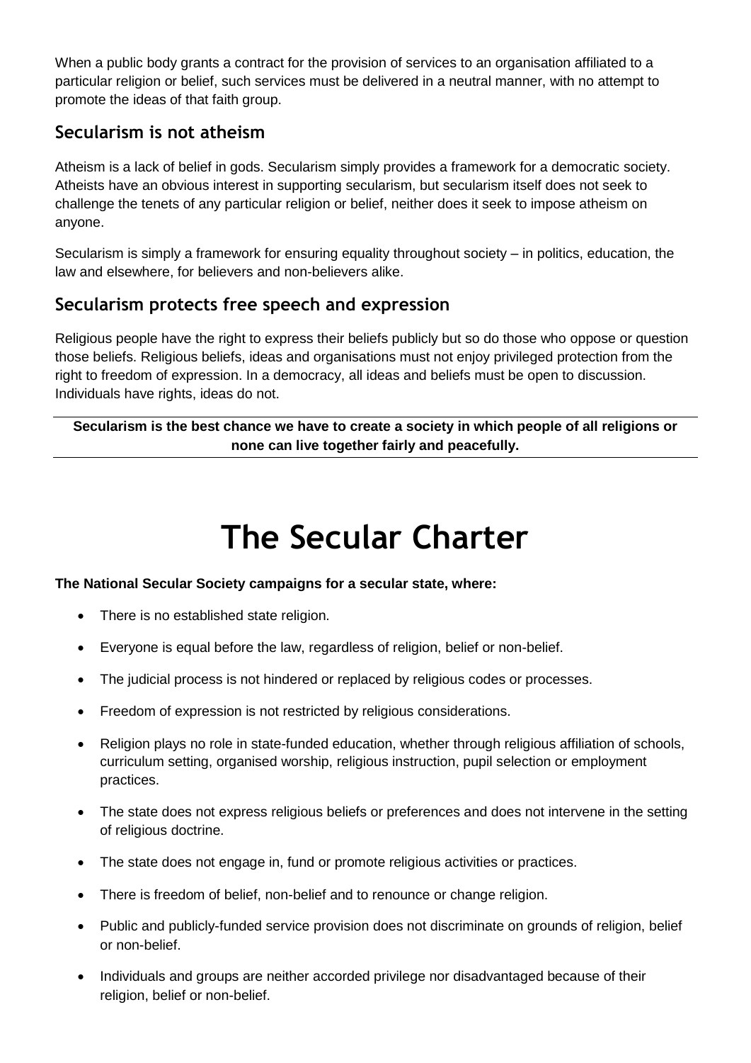When a public body grants a contract for the provision of services to an organisation affiliated to a particular religion or belief, such services must be delivered in a neutral manner, with no attempt to promote the ideas of that faith group.

## Secularism is not atheism

Atheism is a lack of belief in gods. Secularism simply provides a framework for a democratic society. Atheists have an obvious interest in supporting secularism, but secularism itself does not seek to challenge the tenets of any particular religion or belief, neither does it seek to impose atheism on anyone.

Secularism is simply a framework for ensuring equality throughout society – in politics, education, the law and elsewhere, for believers and non-believers alike.

## Secularism protects free speech and expression

Religious people have the right to express their beliefs publicly but so do those who oppose or question those beliefs. Religious beliefs, ideas and organisations must not enjoy privileged protection from the right to freedom of expression. In a democracy, all ideas and beliefs must be open to discussion. Individuals have rights, ideas do not.

---

**Secularism is the best chance we have to create a society in which people of all religions or none can live together fairly and peacefully.**

---

# The Secular Charter

**The National Secular Society campaigns for a secular state, where:**

- There is no established state religion.
- Everyone is equal before the law, regardless of religion, belief or non-belief.
- The judicial process is not hindered or replaced by religious codes or processes.
- Freedom of expression is not restricted by religious considerations.
- Religion plays no role in state-funded education, whether through religious affiliation of schools, curriculum setting, organised worship, religious instruction, pupil selection or employment practices.
- The state does not express religious beliefs or preferences and does not intervene in the setting of religious doctrine.
- The state does not engage in, fund or promote religious activities or practices.
- There is freedom of belief, non-belief and to renounce or change religion.
- Public and publicly-funded service provision does not discriminate on grounds of religion, belief or non-belief.
- Individuals and groups are neither accorded privilege nor disadvantaged because of their religion, belief or non-belief.